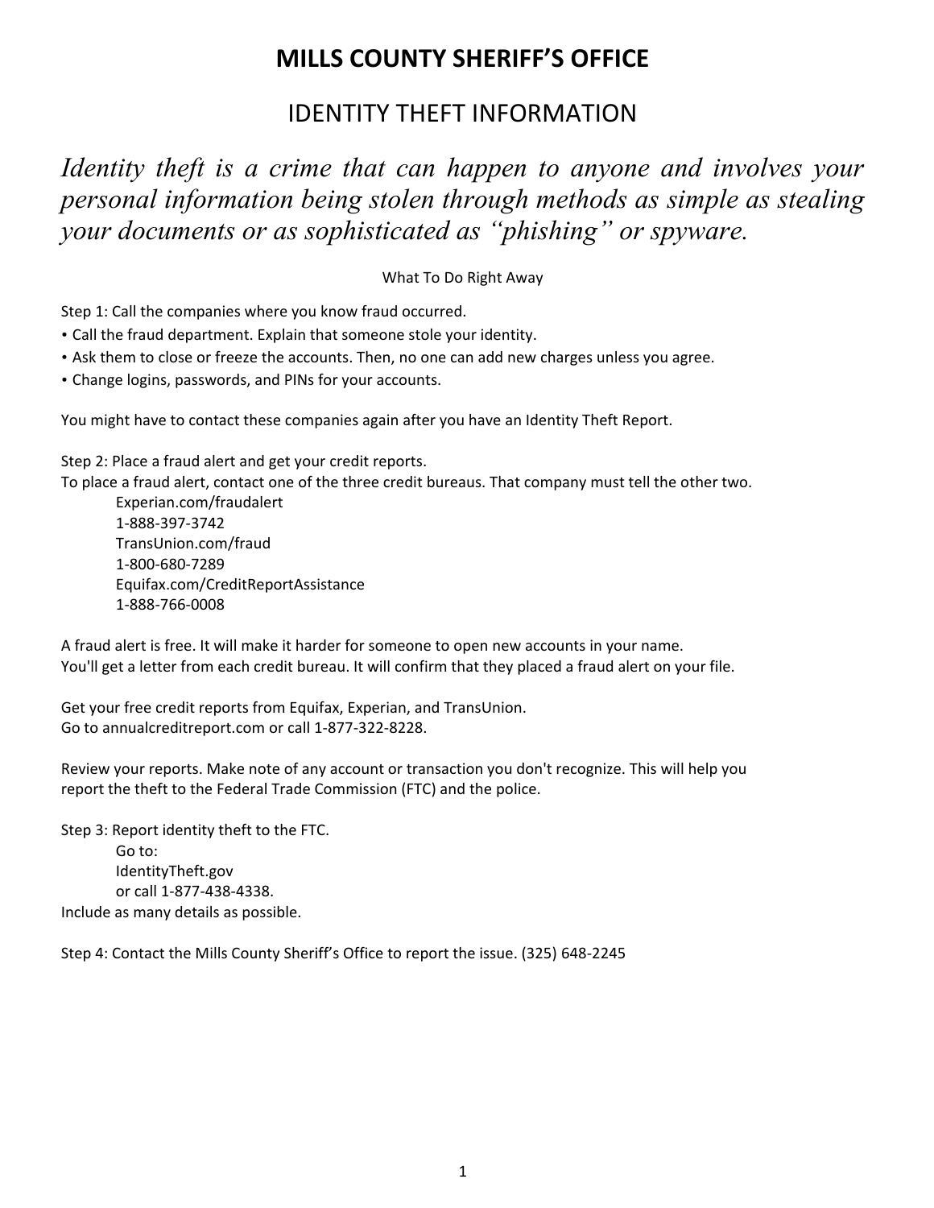# MILLS COUNTY SHERIFF'S OFFICE

## IDENTITY THEFT INFORMATION

*Identity theft is a crime that can happen to anyone and involves your personal information being stolen through methods as simple as stealing your documents or as sophisticated as "phishing" or spyware.*

What To Do Right Away

Step 1: Call the companies where you know fraud occurred.

- Call the fraud department. Explain that someone stole your identity.
- Ask them to close or freeze the accounts. Then, no one can add new charges unless you agree.
- Change logins, passwords, and PINs for your accounts.

You might have to contact these companies again after you have an Identity Theft Report.

Step 2: Place a fraud alert and get your credit reports.
To place a fraud alert, contact one of the three credit bureaus. That company must tell the other two.

Experian.com/fraudalert
1-888-397-3742
TransUnion.com/fraud
1-800-680-7289
Equifax.com/CreditReportAssistance
1-888-766-0008

A fraud alert is free. It will make it harder for someone to open new accounts in your name.
You'll get a letter from each credit bureau. It will confirm that they placed a fraud alert on your file.

Get your free credit reports from Equifax, Experian, and TransUnion.
Go to annualcreditreport.com or call 1-877-322-8228.

Review your reports. Make note of any account or transaction you don't recognize. This will help you report the theft to the Federal Trade Commission (FTC) and the police.

Step 3: Report identity theft to the FTC.

Go to:
IdentityTheft.gov
or call 1-877-438-4338.

Include as many details as possible.

Step 4: Contact the Mills County Sheriff's Office to report the issue. (325) 648-2245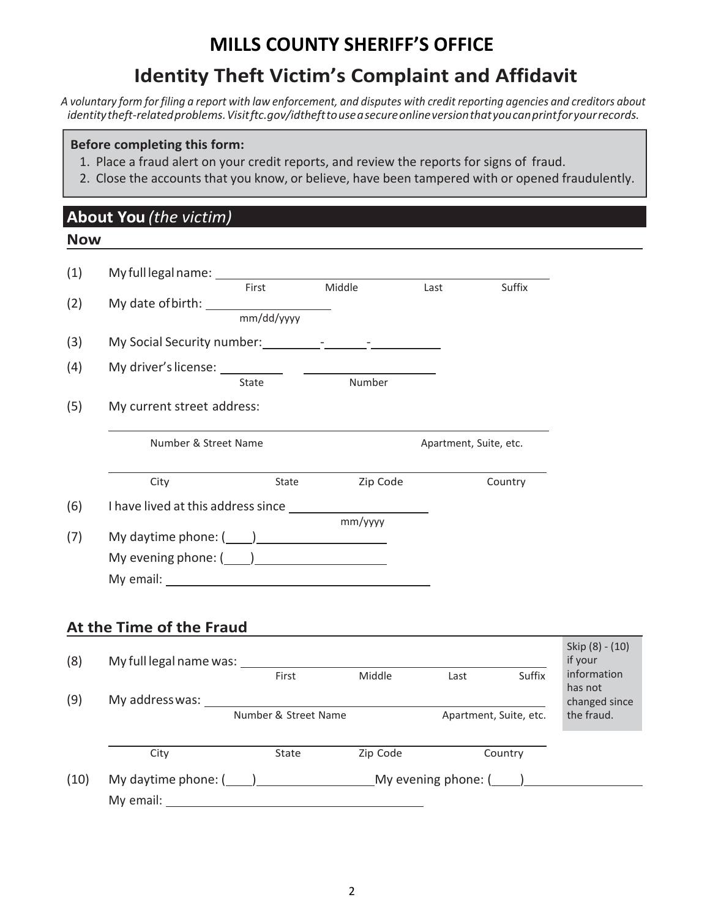# MILLS COUNTY SHERIFF'S OFFICE

## Identity Theft Victim's Complaint and Affidavit

*A voluntary form for filing a report with law enforcement, and disputes with credit reporting agencies and creditors about identity theft-related problems. Visit ftc.gov/idtheft to use a secure online version that you can print for your records.*

**Before completing this form:**

1. Place a fraud alert on your credit reports, and review the reports for signs of fraud.
2. Close the accounts that you know, or believe, have been tampered with or opened fraudulently.

## About You *(the victim)*

### Now

(1) My full legal name: ______________________________
First Middle Last Suffix

(2) My date of birth: ____________
mm/dd/yyyy

(3) My Social Security number: ______-_____-______

(4) My driver's license: ________ ______________
State Number

(5) My current street address:

______________________________
Number & Street Name Apartment, Suite, etc.

______________________________
City State Zip Code Country

(6) I have lived at this address since ____________
mm/yyyy

(7) My daytime phone: (___)____________
My evening phone: (___)____________
My email: ______________________

### At the Time of the Fraud

Skip (8) - (10) if your information has not changed since the fraud.

(8) My full legal name was: ______________________________
First Middle Last Suffix

(9) My address was: ______________________________
Number & Street Name Apartment, Suite, etc.

______________________________
City State Zip Code Country

(10) My daytime phone: (___)____________ My evening phone: (___)____________
My email: ______________________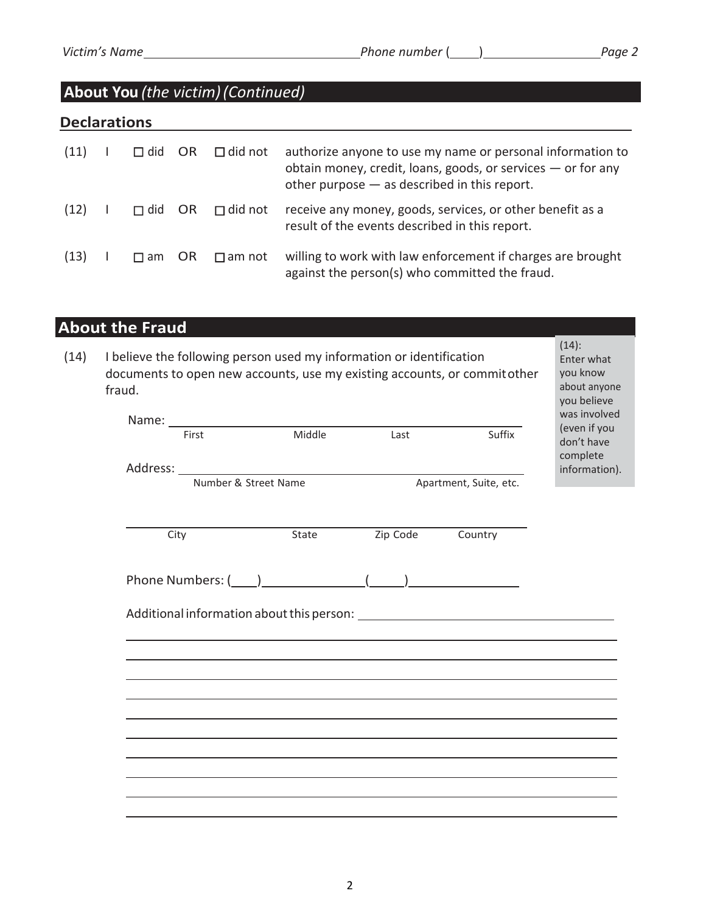## About You *(the victim) (Continued)*

### Declarations

(11) I ☐ did OR ☐ did not authorize anyone to use my name or personal information to obtain money, credit, loans, goods, or services — or for any other purpose — as described in this report.

(12) I ☐ did OR ☐ did not receive any money, goods, services, or other benefit as a result of the events described in this report.

(13) I ☐ am OR ☐ am not willing to work with law enforcement if charges are brought against the person(s) who committed the fraud.

## About the Fraud

(14) I believe the following person used my information or identification documents to open new accounts, use my existing accounts, or commit other fraud.

*(14): Enter what you know about anyone you believe was involved (even if you don't have complete information).*

Name: ______________________________________________
First Middle Last Suffix

Address: ______________________________________________
Number & Street Name Apartment, Suite, etc.

______________________________________________
City State Zip Code Country

Phone Numbers: (____)______________ (_____)______________

Additional information about this person: ______________________________

______________________________________________

______________________________________________

______________________________________________

______________________________________________

______________________________________________

______________________________________________

______________________________________________

______________________________________________

______________________________________________

______________________________________________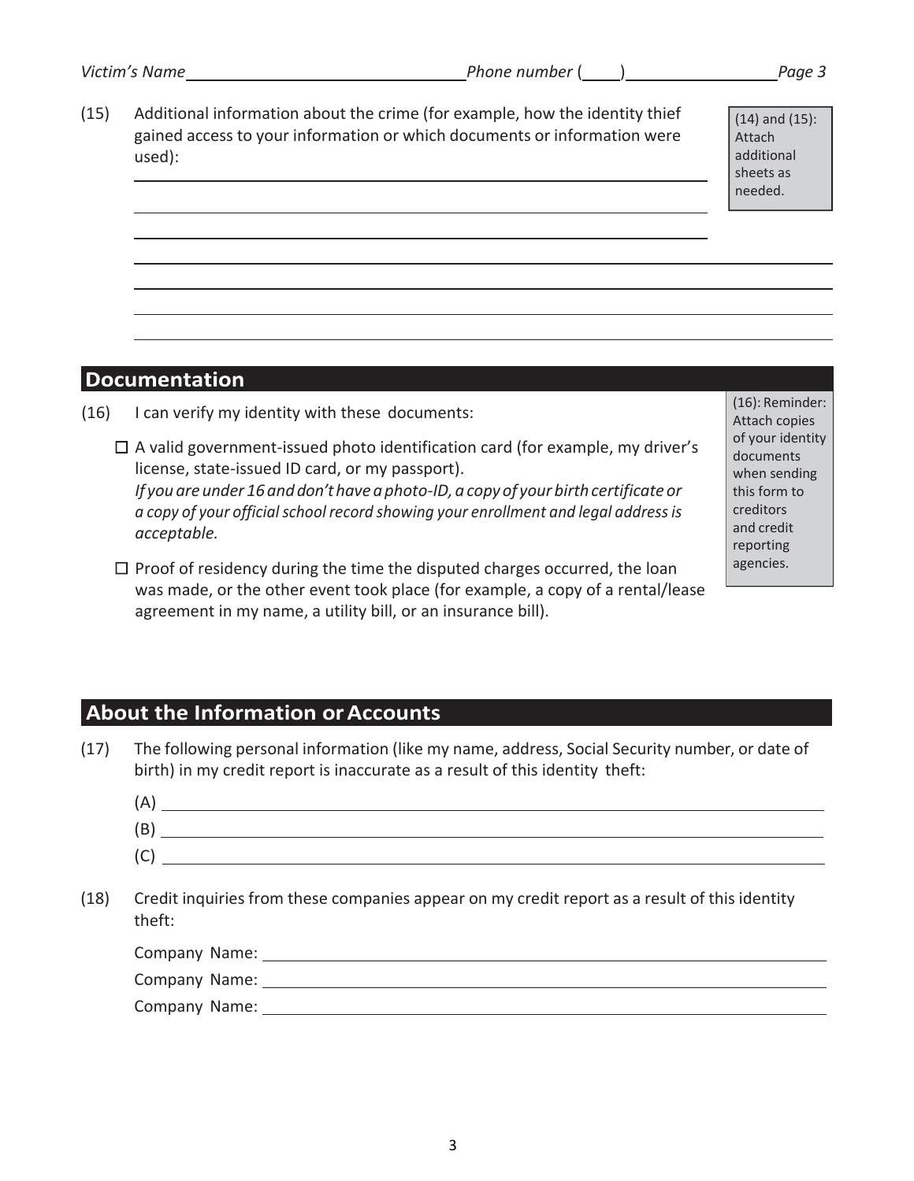Victim's Name ______________________________ Phone number (____) ________________

(15) Additional information about the crime (for example, how the identity thief gained access to your information or which documents or information were used):

______________________________________________________________________

______________________________________________________________________

______________________________________________________________________

______________________________________________________________________

______________________________________________________________________

______________________________________________________________________

______________________________________________________________________

> (14) and (15): Attach additional sheets as needed.

## Documentation

(16) I can verify my identity with these documents:

- ☐ A valid government-issued photo identification card (for example, my driver's license, state-issued ID card, or my passport).
  *If you are under 16 and don't have a photo-ID, a copy of your birth certificate or a copy of your official school record showing your enrollment and legal address is acceptable.*
- ☐ Proof of residency during the time the disputed charges occurred, the loan was made, or the other event took place (for example, a copy of a rental/lease agreement in my name, a utility bill, or an insurance bill).

> (16): Reminder: Attach copies of your identity documents when sending this form to creditors and credit reporting agencies.

## About the Information or Accounts

(17) The following personal information (like my name, address, Social Security number, or date of birth) in my credit report is inaccurate as a result of this identity theft:

(A) ______________________________________________________________________

(B) ______________________________________________________________________

(C) ______________________________________________________________________

(18) Credit inquiries from these companies appear on my credit report as a result of this identity theft:

Company Name: ______________________________________________________________

Company Name: ______________________________________________________________

Company Name: ______________________________________________________________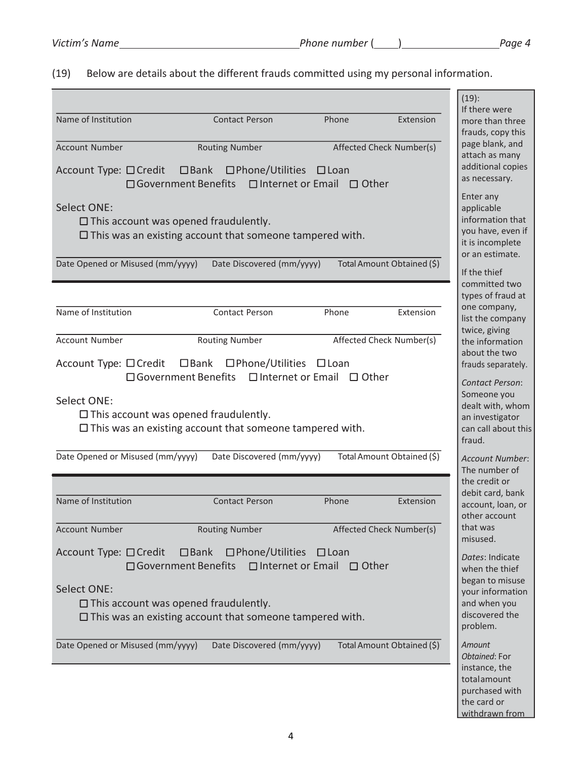Victim's Name ______________________________ Phone number (____) ________________

(19) Below are details about the different frauds committed using my personal information.

---

Name of Institution ________ Contact Person ________ Phone ________ Extension ________

Account Number ________ Routing Number ________ Affected Check Number(s) ________

Account Type: ☐ Credit ☐ Bank ☐ Phone/Utilities ☐ Loan
☐ Government Benefits ☐ Internet or Email ☐ Other

Select ONE:

☐ This account was opened fraudulently.

☐ This was an existing account that someone tampered with.

Date Opened or Misused (mm/yyyy) ________ Date Discovered (mm/yyyy) ________ Total Amount Obtained ($) ________

---

Name of Institution ________ Contact Person ________ Phone ________ Extension ________

Account Number ________ Routing Number ________ Affected Check Number(s) ________

Account Type: ☐ Credit ☐ Bank ☐ Phone/Utilities ☐ Loan
☐ Government Benefits ☐ Internet or Email ☐ Other

Select ONE:

☐ This account was opened fraudulently.

☐ This was an existing account that someone tampered with.

Date Opened or Misused (mm/yyyy) ________ Date Discovered (mm/yyyy) ________ Total Amount Obtained ($) ________

---

Name of Institution ________ Contact Person ________ Phone ________ Extension ________

Account Number ________ Routing Number ________ Affected Check Number(s) ________

Account Type: ☐ Credit ☐ Bank ☐ Phone/Utilities ☐ Loan
☐ Government Benefits ☐ Internet or Email ☐ Other

Select ONE:

☐ This account was opened fraudulently.

☐ This was an existing account that someone tampered with.

Date Opened or Misused (mm/yyyy) ________ Date Discovered (mm/yyyy) ________ Total Amount Obtained ($) ________

---

(19): If there were more than three frauds, copy this page blank, and attach as many additional copies as necessary.

Enter any applicable information that you have, even if it is incomplete or an estimate.

If the thief committed two types of fraud at one company, list the company twice, giving the information about the two frauds separately.

*Contact Person*: Someone you dealt with, whom an investigator can call about this fraud.

*Account Number*: The number of the credit or debit card, bank account, loan, or other account that was misused.

*Dates*: Indicate when the thief began to misuse your information and when you discovered the problem.

*Amount Obtained*: For instance, the total amount purchased with the card or withdrawn from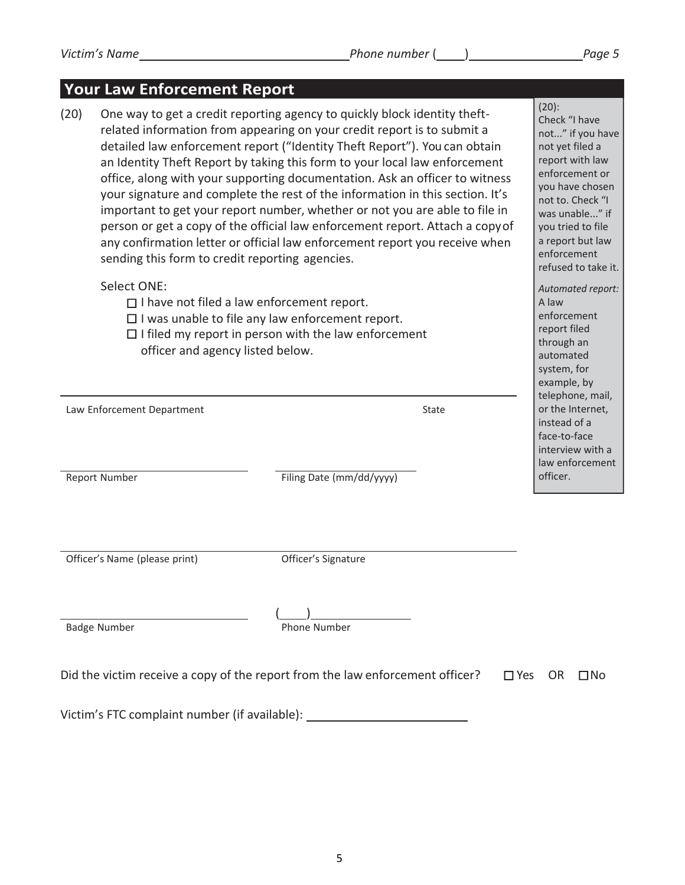## Your Law Enforcement Report

(20) One way to get a credit reporting agency to quickly block identity theft-related information from appearing on your credit report is to submit a detailed law enforcement report ("Identity Theft Report"). You can obtain an Identity Theft Report by taking this form to your local law enforcement office, along with your supporting documentation. Ask an officer to witness your signature and complete the rest of the information in this section. It's important to get your report number, whether or not you are able to file in person or get a copy of the official law enforcement report. Attach a copy of any confirmation letter or official law enforcement report you receive when sending this form to credit reporting agencies.

Select ONE:

- ☐ I have not filed a law enforcement report.
- ☐ I was unable to file any law enforcement report.
- ☐ I filed my report in person with the law enforcement officer and agency listed below.

(20):
Check "I have not..." if you have not yet filed a report with law enforcement or you have chosen not to. Check "I was unable..." if you tried to file a report but law enforcement refused to take it.

*Automated report:* A law enforcement report filed through an automated system, for example, by telephone, mail, or the Internet, instead of a face-to-face interview with a law enforcement officer.

______________________________________________
Law Enforcement Department State

______________________ ______________________
Report Number Filing Date (mm/dd/yyyy)

______________________ ______________________
Officer's Name (please print) Officer's Signature

______________________ (____)________________
Badge Number Phone Number

Did the victim receive a copy of the report from the law enforcement officer? ☐ Yes OR ☐ No

Victim's FTC complaint number (if available): ______________________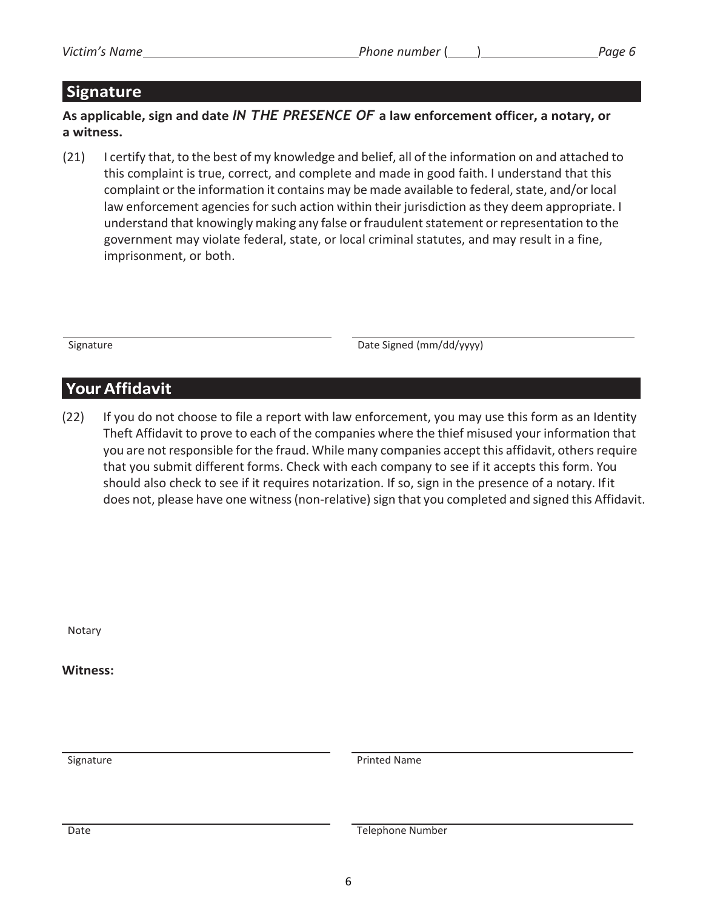Victim's Name ______________________ Phone number (____) ______________

## Signature

**As applicable, sign and date *IN THE PRESENCE OF* a law enforcement officer, a notary, or a witness.**

(21) I certify that, to the best of my knowledge and belief, all of the information on and attached to this complaint is true, correct, and complete and made in good faith. I understand that this complaint or the information it contains may be made available to federal, state, and/or local law enforcement agencies for such action within their jurisdiction as they deem appropriate. I understand that knowingly making any false or fraudulent statement or representation to the government may violate federal, state, or local criminal statutes, and may result in a fine, imprisonment, or both.

______________________________ ______________________________

Signature Date Signed (mm/dd/yyyy)

## Your Affidavit

(22) If you do not choose to file a report with law enforcement, you may use this form as an Identity Theft Affidavit to prove to each of the companies where the thief misused your information that you are not responsible for the fraud. While many companies accept this affidavit, others require that you submit different forms. Check with each company to see if it accepts this form. You should also check to see if it requires notarization. If so, sign in the presence of a notary. If it does not, please have one witness (non-relative) sign that you completed and signed this Affidavit.

Notary

**Witness:**

______________________________ ______________________________

Signature Printed Name

______________________________ ______________________________

Date Telephone Number